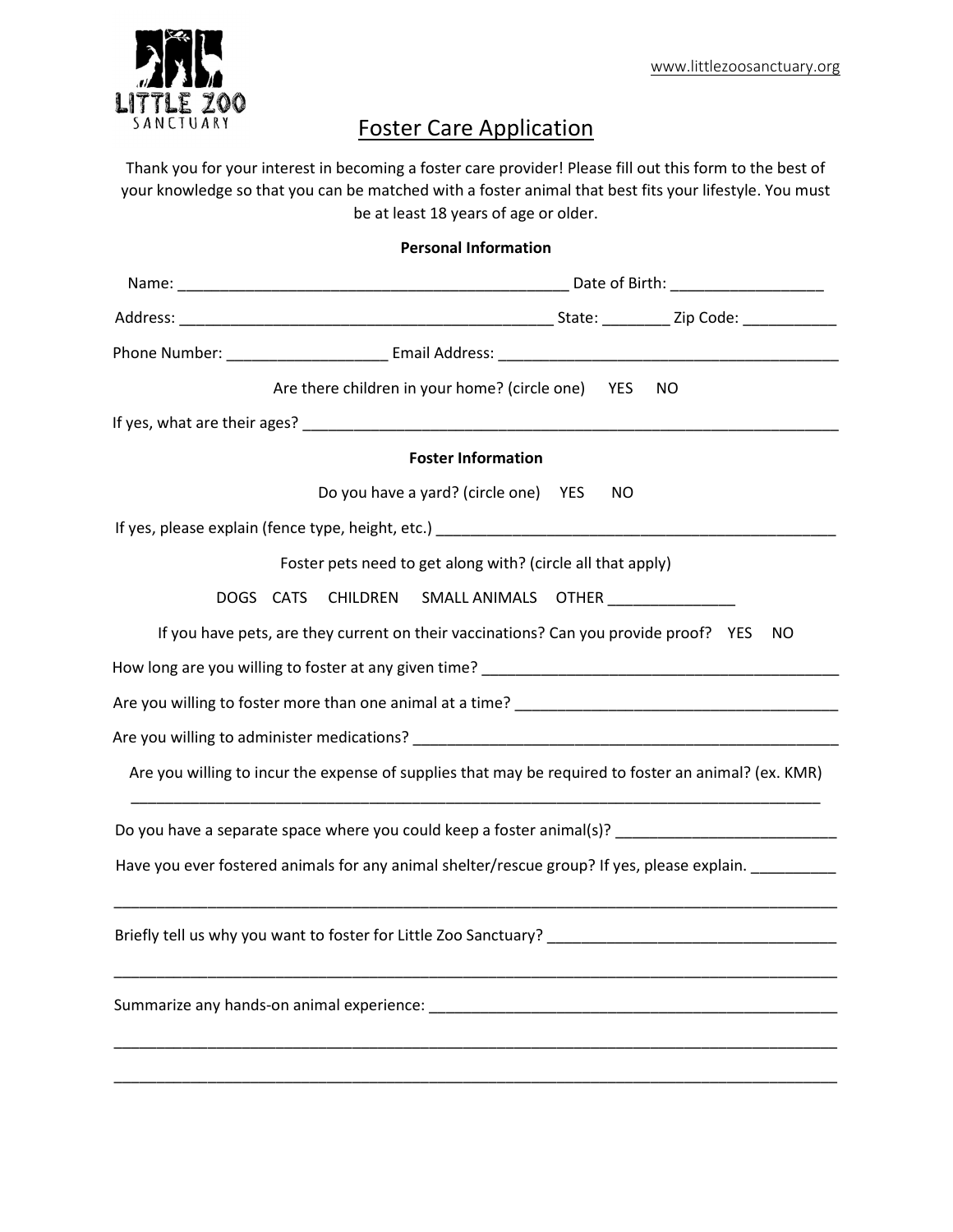www.littlezoosanctuary.org

LITTLE ZOO SANCTUARY

# Foster Care Application

Thank you for your interest in becoming a foster care provider! Please fill out this form to the best of your knowledge so that you can be matched with a foster animal that best fits your lifestyle. You must be at least 18 years of age or older.

**Personal Information**

Name: _______________________________________________ Date of Birth: __________________

Address: ____________________________________________ State: ________ Zip Code: ___________

Phone Number: ___________________ Email Address: _______________________________________

Are there children in your home? (circle one) YES NO

If yes, what are their ages? _______________________________________________________________

**Foster Information**

Do you have a yard? (circle one) YES NO

If yes, please explain (fence type, height, etc.) _______________________________________________

Foster pets need to get along with? (circle all that apply)

DOGS CATS CHILDREN SMALL ANIMALS OTHER _______________

If you have pets, are they current on their vaccinations? Can you provide proof? YES NO

How long are you willing to foster at any given time? __________________________________________

Are you willing to foster more than one animal at a time? ______________________________________

Are you willing to administer medications? __________________________________________________

Are you willing to incur the expense of supplies that may be required to foster an animal? (ex. KMR)

_____________________________________________________________________________________

Do you have a separate space where you could keep a foster animal(s)? __________________________

Have you ever fostered animals for any animal shelter/rescue group? If yes, please explain. __________

_____________________________________________________________________________________

Briefly tell us why you want to foster for Little Zoo Sanctuary? __________________________________

_____________________________________________________________________________________

Summarize any hands-on animal experience: _________________________________________________

_____________________________________________________________________________________

_____________________________________________________________________________________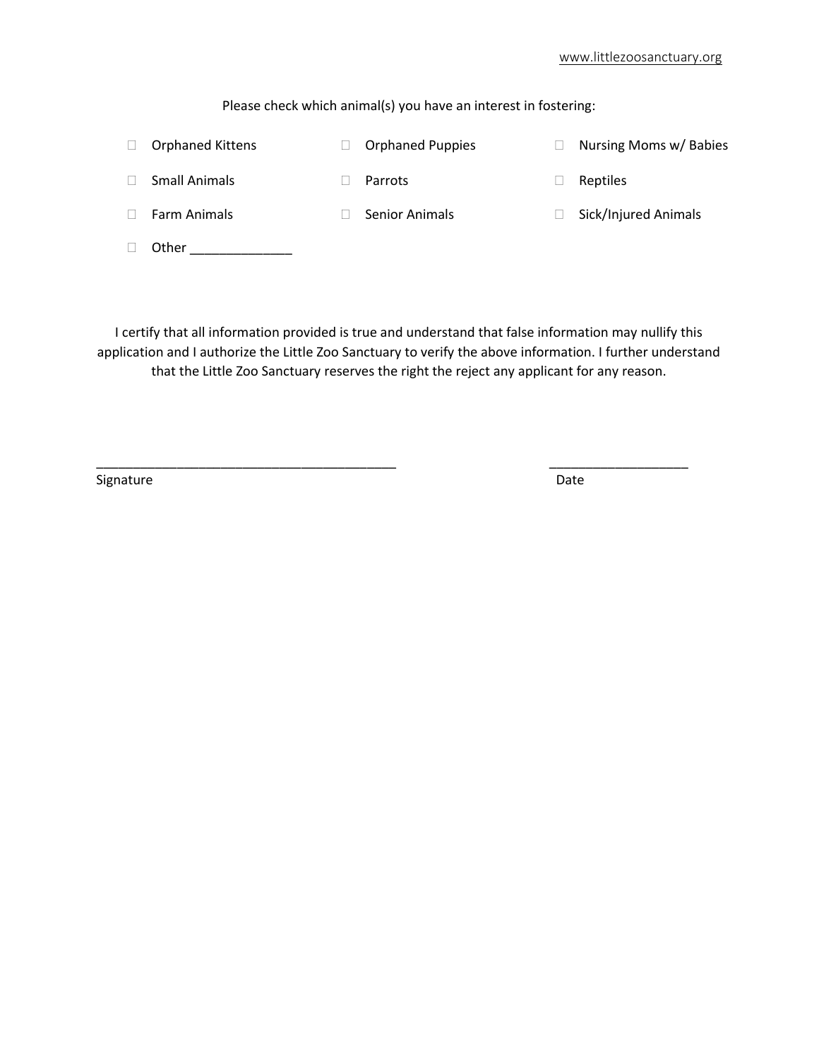Please check which animal(s) you have an interest in fostering:

- ☐ Orphaned Kittens
- ☐ Orphaned Puppies
- ☐ Nursing Moms w/ Babies
- ☐ Small Animals
- ☐ Parrots
- ☐ Reptiles
- ☐ Farm Animals
- ☐ Senior Animals
- ☐ Sick/Injured Animals
- ☐ Other ______________

I certify that all information provided is true and understand that false information may nullify this application and I authorize the Little Zoo Sanctuary to verify the above information. I further understand that the Little Zoo Sanctuary reserves the right the reject any applicant for any reason.

_________________________________________ ___________________

Signature Date